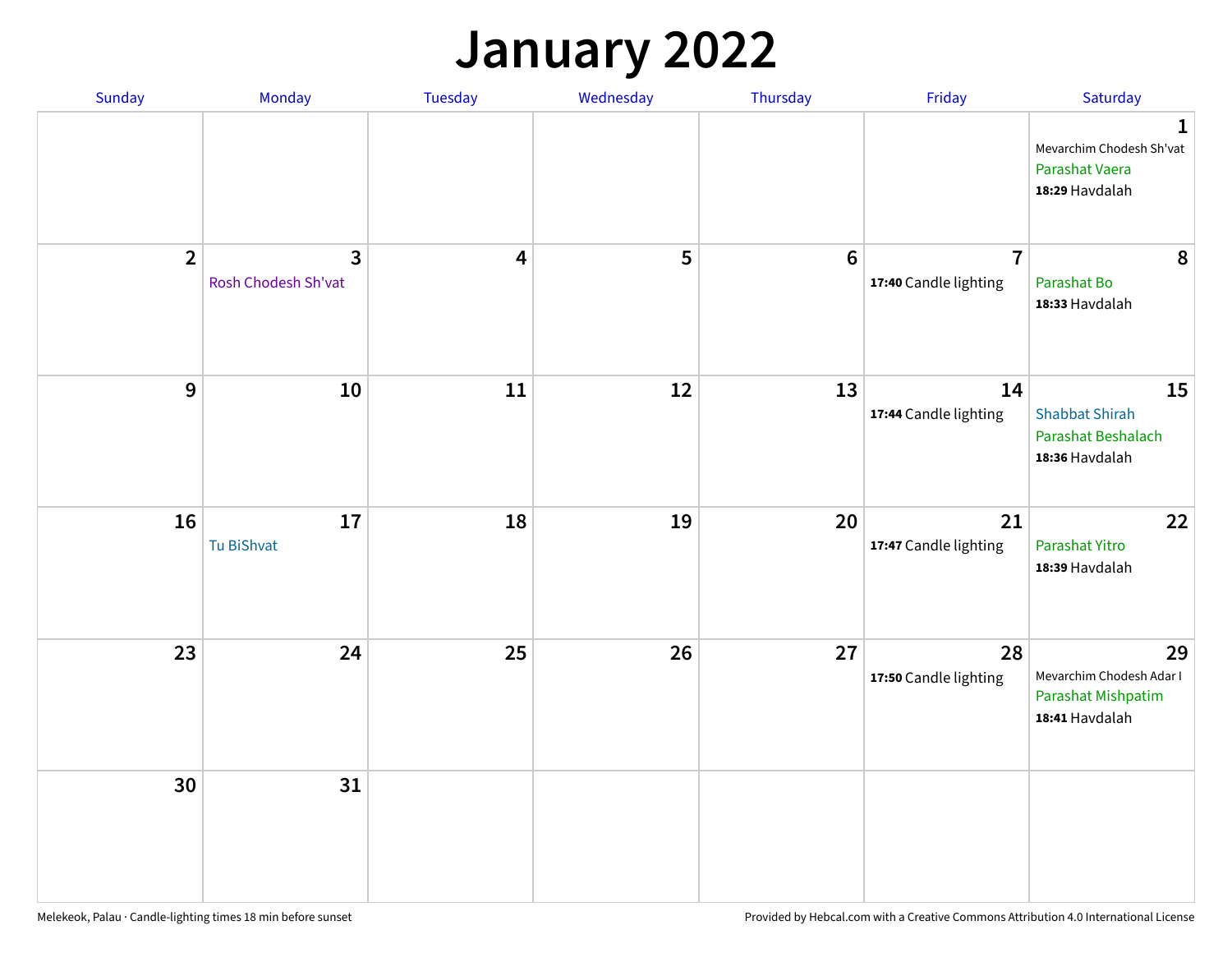# January 2022

| Sunday | Monday | Tuesday | Wednesday | Thursday | Friday | Saturday |
|---|---|---|---|---|---|---|
| | | | | | | **1** Mevarchim Chodesh Sh'vat Parashat Vaera **18:29** Havdalah |
| **2** | **3** Rosh Chodesh Sh'vat | **4** | **5** | **6** | **7** **17:40** Candle lighting | **8** Parashat Bo **18:33** Havdalah |
| **9** | **10** | **11** | **12** | **13** | **14** **17:44** Candle lighting | **15** Shabbat Shirah Parashat Beshalach **18:36** Havdalah |
| **16** | **17** Tu BiShvat | **18** | **19** | **20** | **21** **17:47** Candle lighting | **22** Parashat Yitro **18:39** Havdalah |
| **23** | **24** | **25** | **26** | **27** | **28** **17:50** Candle lighting | **29** Mevarchim Chodesh Adar I Parashat Mishpatim **18:41** Havdalah |
| **30** | **31** | | | | | |

Melekeok, Palau · Candle-lighting times 18 min before sunset

Provided by Hebcal.com with a Creative Commons Attribution 4.0 International License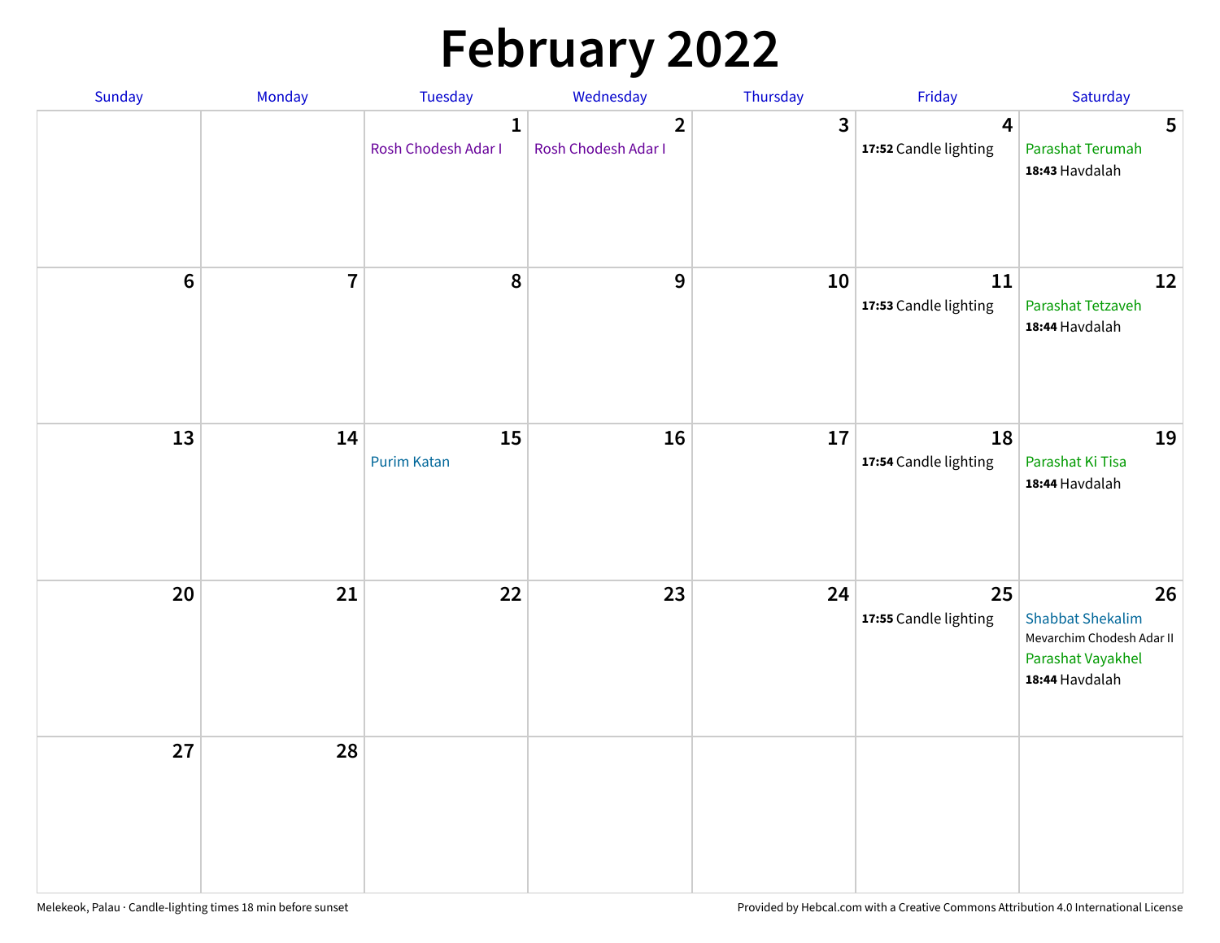# February 2022

| Sunday | Monday | Tuesday | Wednesday | Thursday | Friday | Saturday |
|---|---|---|---|---|---|---|
| | | 1 Rosh Chodesh Adar I | 2 Rosh Chodesh Adar I | 3 | 4 **17:52** Candle lighting | 5 Parashat Terumah **18:43** Havdalah |
| 6 | 7 | 8 | 9 | 10 | 11 **17:53** Candle lighting | 12 Parashat Tetzaveh **18:44** Havdalah |
| 13 | 14 | 15 Purim Katan | 16 | 17 | 18 **17:54** Candle lighting | 19 Parashat Ki Tisa **18:44** Havdalah |
| 20 | 21 | 22 | 23 | 24 | 25 **17:55** Candle lighting | 26 Shabbat Shekalim Mevarchim Chodesh Adar II Parashat Vayakhel **18:44** Havdalah |
| 27 | 28 | | | | | |

Melekeok, Palau · Candle-lighting times 18 min before sunset

Provided by Hebcal.com with a Creative Commons Attribution 4.0 International License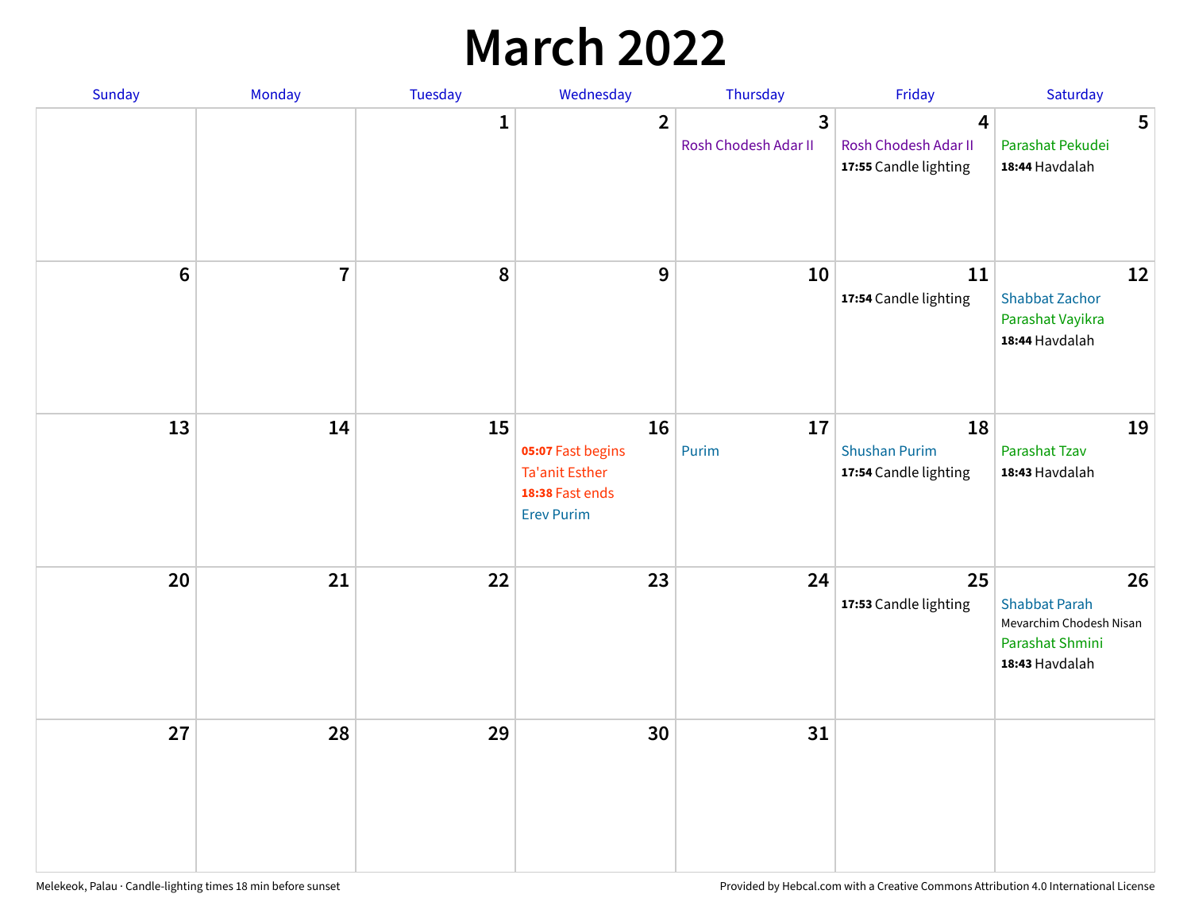# March 2022

| Sunday | Monday | Tuesday | Wednesday | Thursday | Friday | Saturday |
|---|---|---|---|---|---|---|
| | | 1 | 2 | 3<br>Rosh Chodesh Adar II | 4<br>Rosh Chodesh Adar II<br>**17:55** Candle lighting | 5<br>Parashat Pekudei<br>**18:44** Havdalah |
| 6 | 7 | 8 | 9 | 10 | 11<br>**17:54** Candle lighting | 12<br>Shabbat Zachor<br>Parashat Vayikra<br>**18:44** Havdalah |
| 13 | 14 | 15 | 16<br>**05:07** Fast begins<br>Ta'anit Esther<br>**18:38** Fast ends<br>Erev Purim | 17<br>Purim | 18<br>Shushan Purim<br>**17:54** Candle lighting | 19<br>Parashat Tzav<br>**18:43** Havdalah |
| 20 | 21 | 22 | 23 | 24 | 25<br>**17:53** Candle lighting | 26<br>Shabbat Parah<br>Mevarchim Chodesh Nisan<br>Parashat Shmini<br>**18:43** Havdalah |
| 27 | 28 | 29 | 30 | 31 | | |

Melekeok, Palau · Candle-lighting times 18 min before sunset

Provided by Hebcal.com with a Creative Commons Attribution 4.0 International License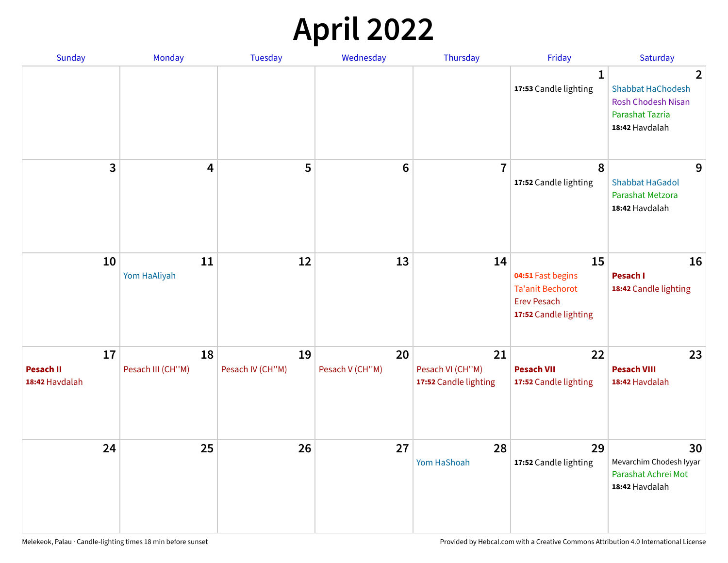# April 2022

| Sunday | Monday | Tuesday | Wednesday | Thursday | Friday | Saturday |
|---|---|---|---|---|---|---|
| | | | | | **1**<br>**17:53** Candle lighting | **2**<br>Shabbat HaChodesh<br>Rosh Chodesh Nisan<br>Parashat Tazria<br>**18:42** Havdalah |
| **3** | **4** | **5** | **6** | **7** | **8**<br>**17:52** Candle lighting | **9**<br>Shabbat HaGadol<br>Parashat Metzora<br>**18:42** Havdalah |
| **10** | **11**<br>Yom HaAliyah | **12** | **13** | **14** | **15**<br>**04:51** Fast begins<br>Ta'anit Bechorot<br>Erev Pesach<br>**17:52** Candle lighting | **16**<br>**Pesach I**<br>**18:42** Candle lighting |
| **17**<br>**Pesach II**<br>**18:42** Havdalah | **18**<br>Pesach III (CH''M) | **19**<br>Pesach IV (CH''M) | **20**<br>Pesach V (CH''M) | **21**<br>Pesach VI (CH''M)<br>**17:52** Candle lighting | **22**<br>**Pesach VII**<br>**17:52** Candle lighting | **23**<br>**Pesach VIII**<br>**18:42** Havdalah |
| **24** | **25** | **26** | **27** | **28**<br>Yom HaShoah | **29**<br>**17:52** Candle lighting | **30**<br>Mevarchim Chodesh Iyyar<br>Parashat Achrei Mot<br>**18:42** Havdalah |

Melekeok, Palau · Candle-lighting times 18 min before sunset

Provided by Hebcal.com with a Creative Commons Attribution 4.0 International License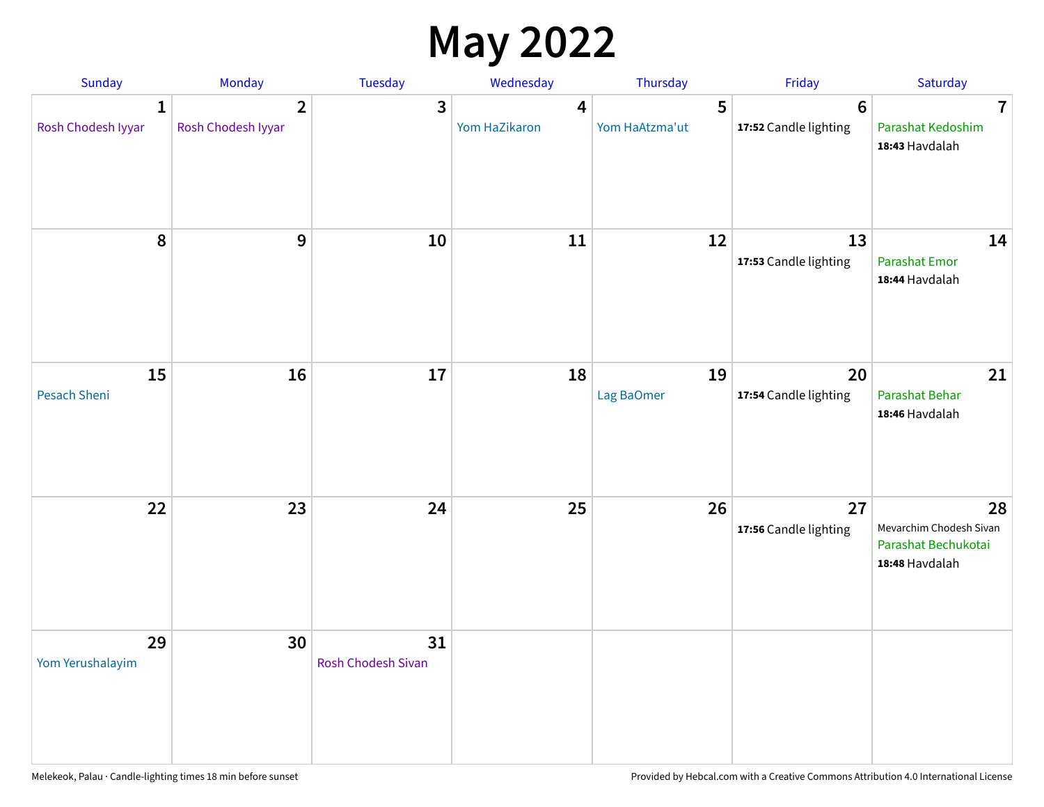# May 2022

| Sunday | Monday | Tuesday | Wednesday | Thursday | Friday | Saturday |
|---|---|---|---|---|---|---|
| **1** Rosh Chodesh Iyyar | **2** Rosh Chodesh Iyyar | **3** | **4** Yom HaZikaron | **5** Yom HaAtzma'ut | **6** **17:52** Candle lighting | **7** Parashat Kedoshim **18:43** Havdalah |
| **8** | **9** | **10** | **11** | **12** | **13** **17:53** Candle lighting | **14** Parashat Emor **18:44** Havdalah |
| **15** Pesach Sheni | **16** | **17** | **18** | **19** Lag BaOmer | **20** **17:54** Candle lighting | **21** Parashat Behar **18:46** Havdalah |
| **22** | **23** | **24** | **25** | **26** | **27** **17:56** Candle lighting | **28** Mevarchim Chodesh Sivan Parashat Bechukotai **18:48** Havdalah |
| **29** Yom Yerushalayim | **30** | **31** Rosh Chodesh Sivan | | | | |

Melekeok, Palau · Candle-lighting times 18 min before sunset

Provided by Hebcal.com with a Creative Commons Attribution 4.0 International License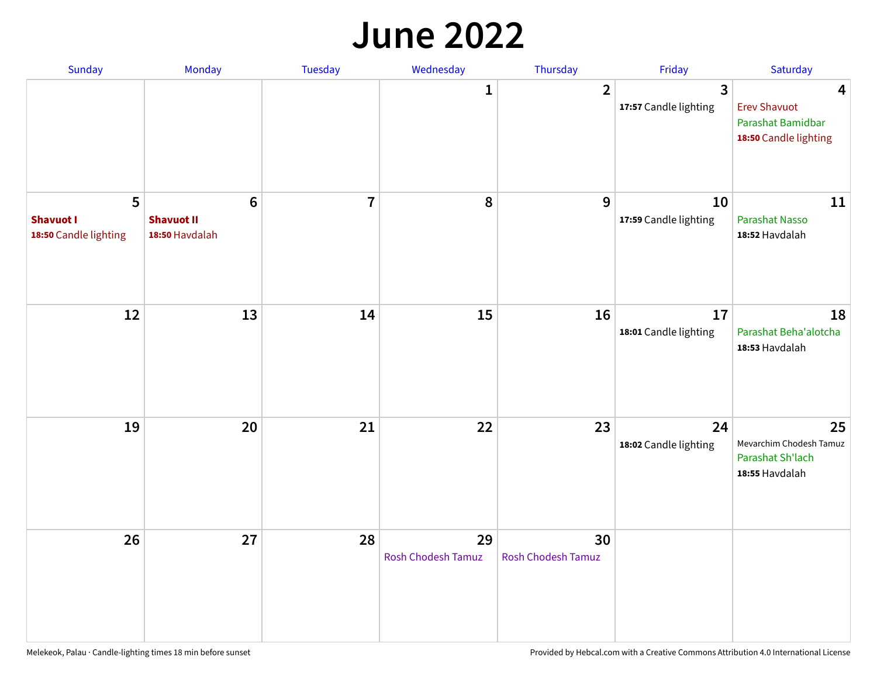# June 2022

| Sunday | Monday | Tuesday | Wednesday | Thursday | Friday | Saturday |
|---|---|---|---|---|---|---|
| | | | 1 | 2 | 3<br>**17:57** Candle lighting | 4<br>Erev Shavuot<br>Parashat Bamidbar<br>**18:50** Candle lighting |
| 5<br>**Shavuot I**<br>**18:50** Candle lighting | 6<br>**Shavuot II**<br>**18:50** Havdalah | 7 | 8 | 9 | 10<br>**17:59** Candle lighting | 11<br>Parashat Nasso<br>**18:52** Havdalah |
| 12 | 13 | 14 | 15 | 16 | 17<br>**18:01** Candle lighting | 18<br>Parashat Beha'alotcha<br>**18:53** Havdalah |
| 19 | 20 | 21 | 22 | 23 | 24<br>**18:02** Candle lighting | 25<br>Mevarchim Chodesh Tamuz<br>Parashat Sh'lach<br>**18:55** Havdalah |
| 26 | 27 | 28 | 29<br>Rosh Chodesh Tamuz | 30<br>Rosh Chodesh Tamuz | | |

Melekeok, Palau · Candle-lighting times 18 min before sunset

Provided by Hebcal.com with a Creative Commons Attribution 4.0 International License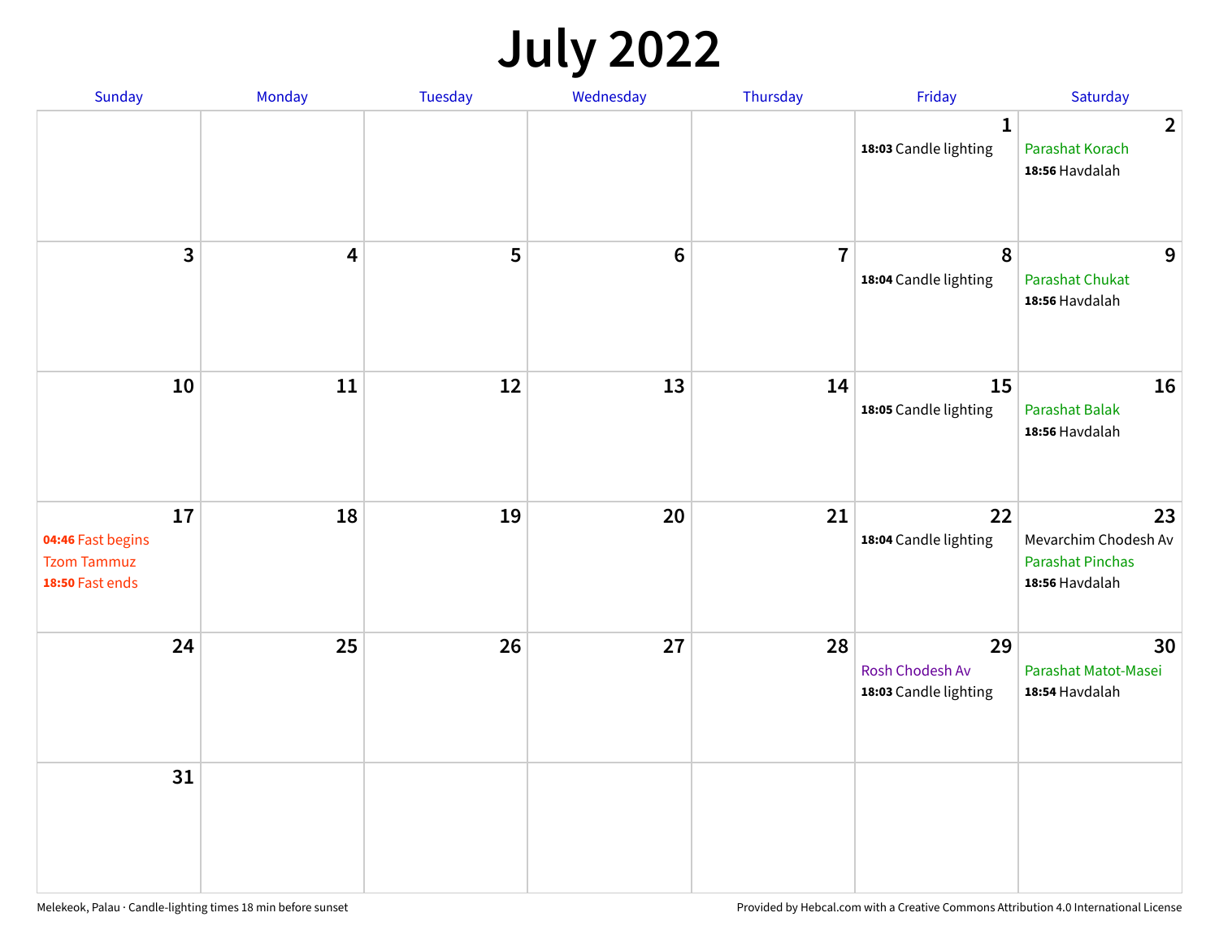# July 2022

| Sunday | Monday | Tuesday | Wednesday | Thursday | Friday | Saturday |
|---|---|---|---|---|---|---|
| | | | | | **1**<br>**18:03** Candle lighting | **2**<br>Parashat Korach<br>**18:56** Havdalah |
| **3** | **4** | **5** | **6** | **7** | **8**<br>**18:04** Candle lighting | **9**<br>Parashat Chukat<br>**18:56** Havdalah |
| **10** | **11** | **12** | **13** | **14** | **15**<br>**18:05** Candle lighting | **16**<br>Parashat Balak<br>**18:56** Havdalah |
| **17**<br>**04:46** Fast begins<br>Tzom Tammuz<br>**18:50** Fast ends | **18** | **19** | **20** | **21** | **22**<br>**18:04** Candle lighting | **23**<br>Mevarchim Chodesh Av<br>Parashat Pinchas<br>**18:56** Havdalah |
| **24** | **25** | **26** | **27** | **28** | **29**<br>Rosh Chodesh Av<br>**18:03** Candle lighting | **30**<br>Parashat Matot-Masei<br>**18:54** Havdalah |
| **31** | | | | | | |

Melekeok, Palau · Candle-lighting times 18 min before sunset

Provided by Hebcal.com with a Creative Commons Attribution 4.0 International License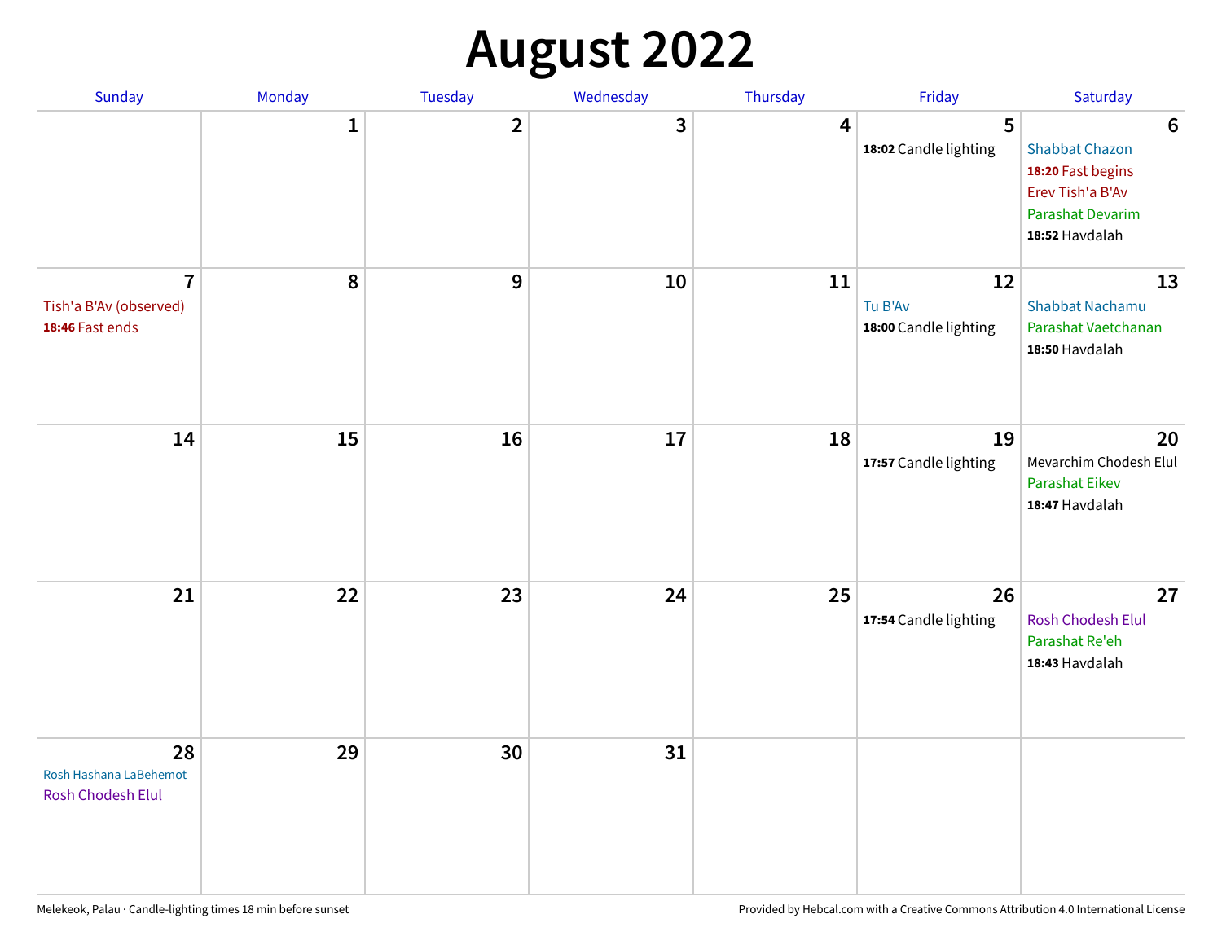# August 2022

| Sunday | Monday | Tuesday | Wednesday | Thursday | Friday | Saturday |
|---|---|---|---|---|---|---|
| | 1 | 2 | 3 | 4 | 5<br>**18:02** Candle lighting | 6<br>Shabbat Chazon<br>**18:20** Fast begins<br>Erev Tish'a B'Av<br>Parashat Devarim<br>**18:52** Havdalah |
| 7<br>Tish'a B'Av (observed)<br>**18:46** Fast ends | 8 | 9 | 10 | 11 | 12<br>Tu B'Av<br>**18:00** Candle lighting | 13<br>Shabbat Nachamu<br>Parashat Vaetchanan<br>**18:50** Havdalah |
| 14 | 15 | 16 | 17 | 18 | 19<br>**17:57** Candle lighting | 20<br>Mevarchim Chodesh Elul<br>Parashat Eikev<br>**18:47** Havdalah |
| 21 | 22 | 23 | 24 | 25 | 26<br>**17:54** Candle lighting | 27<br>Rosh Chodesh Elul<br>Parashat Re'eh<br>**18:43** Havdalah |
| 28<br>Rosh Hashana LaBehemot<br>Rosh Chodesh Elul | 29 | 30 | 31 | | | |

Melekeok, Palau · Candle-lighting times 18 min before sunset

Provided by Hebcal.com with a Creative Commons Attribution 4.0 International License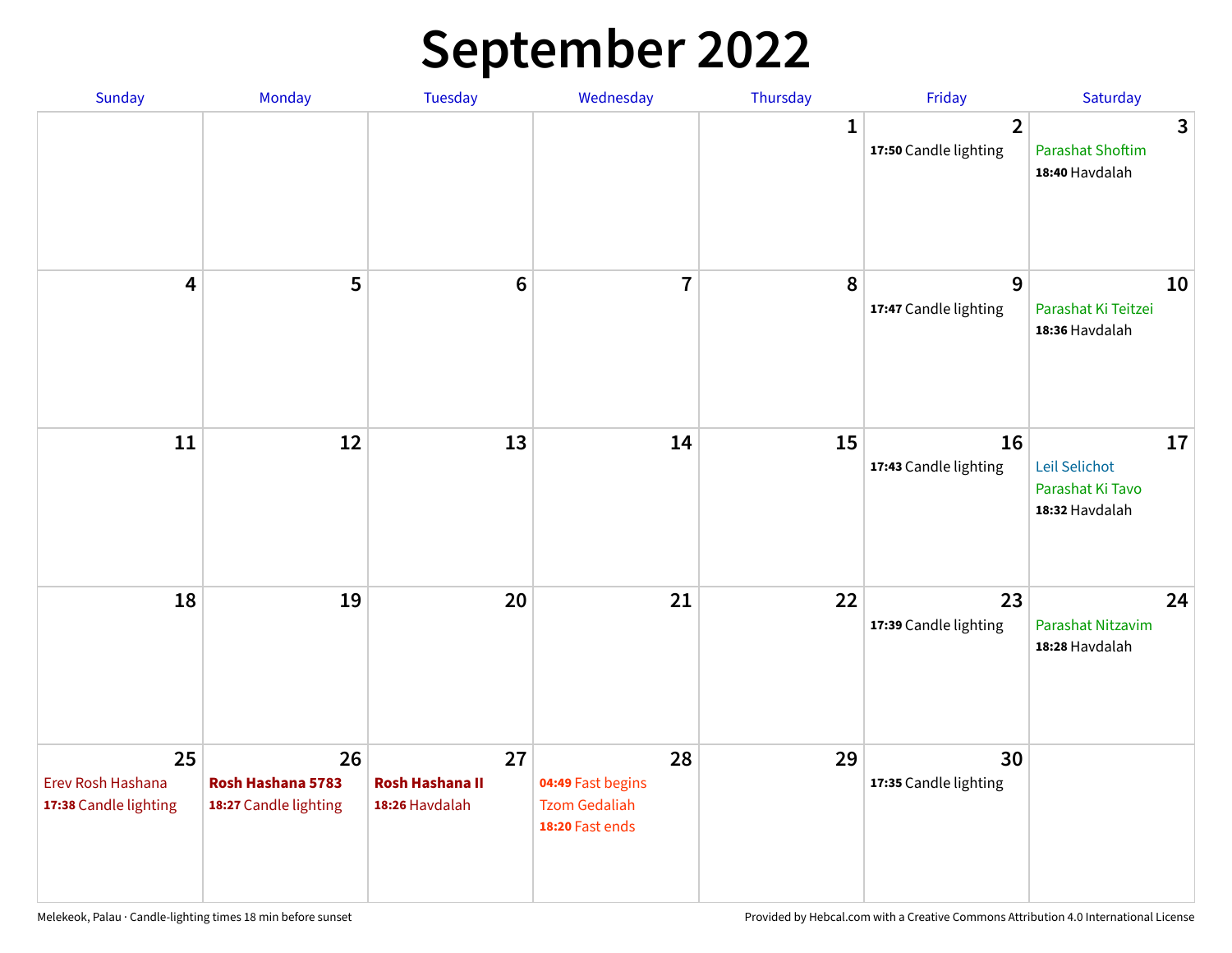# September 2022

| Sunday | Monday | Tuesday | Wednesday | Thursday | Friday | Saturday |
|---|---|---|---|---|---|---|
| | | | | 1 | 2<br>**17:50** Candle lighting | 3<br>Parashat Shoftim<br>**18:40** Havdalah |
| 4 | 5 | 6 | 7 | 8 | 9<br>**17:47** Candle lighting | 10<br>Parashat Ki Teitzei<br>**18:36** Havdalah |
| 11 | 12 | 13 | 14 | 15 | 16<br>**17:43** Candle lighting | 17<br>Leil Selichot<br>Parashat Ki Tavo<br>**18:32** Havdalah |
| 18 | 19 | 20 | 21 | 22 | 23<br>**17:39** Candle lighting | 24<br>Parashat Nitzavim<br>**18:28** Havdalah |
| 25<br>Erev Rosh Hashana<br>**17:38** Candle lighting | 26<br>**Rosh Hashana 5783**<br>**18:27** Candle lighting | 27<br>**Rosh Hashana II**<br>**18:26** Havdalah | 28<br>**04:49** Fast begins<br>Tzom Gedaliah<br>**18:20** Fast ends | 29 | 30<br>**17:35** Candle lighting | |

Melekeok, Palau · Candle-lighting times 18 min before sunset

Provided by Hebcal.com with a Creative Commons Attribution 4.0 International License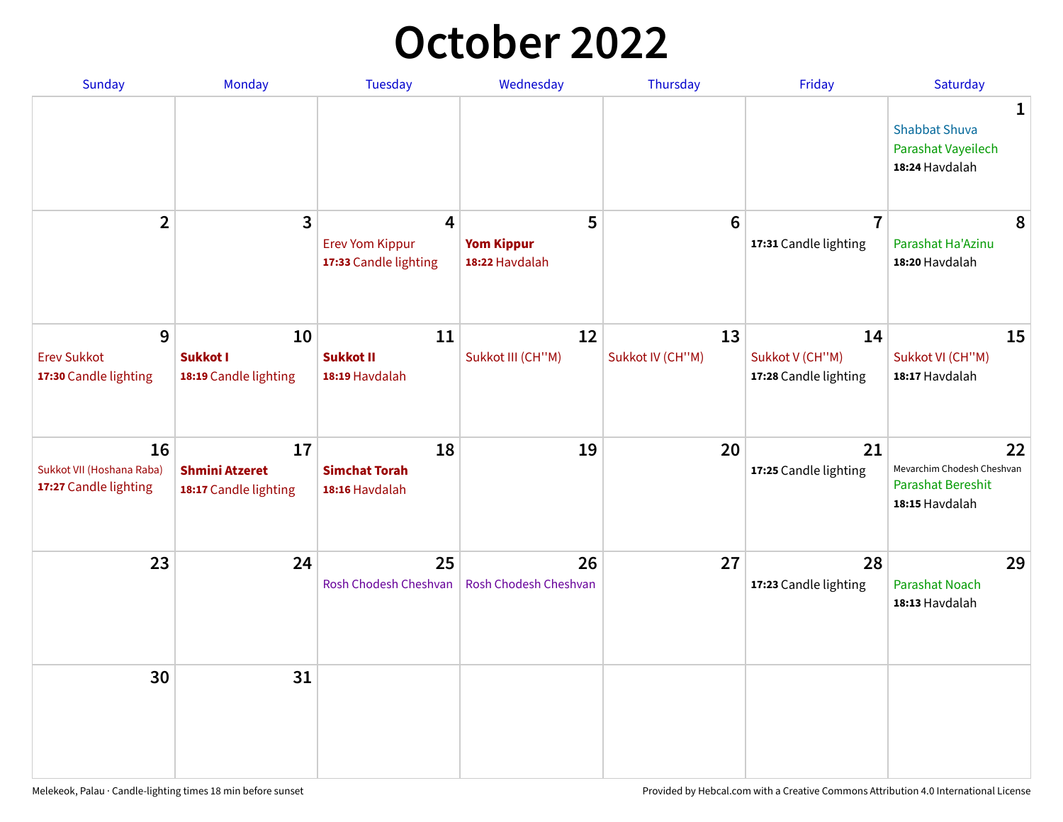# October 2022

| Sunday | Monday | Tuesday | Wednesday | Thursday | Friday | Saturday |
|---|---|---|---|---|---|---|
| | | | | | | **1** Shabbat Shuva Parashat Vayeilech **18:24** Havdalah |
| **2** | **3** | **4** Erev Yom Kippur **17:33** Candle lighting | **5** **Yom Kippur** **18:22** Havdalah | **6** | **7** **17:31** Candle lighting | **8** Parashat Ha'Azinu **18:20** Havdalah |
| **9** Erev Sukkot **17:30** Candle lighting | **10** **Sukkot I** **18:19** Candle lighting | **11** **Sukkot II** **18:19** Havdalah | **12** Sukkot III (CH''M) | **13** Sukkot IV (CH''M) | **14** Sukkot V (CH''M) **17:28** Candle lighting | **15** Sukkot VI (CH''M) **18:17** Havdalah |
| **16** Sukkot VII (Hoshana Raba) **17:27** Candle lighting | **17** **Shmini Atzeret** **18:17** Candle lighting | **18** **Simchat Torah** **18:16** Havdalah | **19** | **20** | **21** **17:25** Candle lighting | **22** Mevarchim Chodesh Cheshvan Parashat Bereshit **18:15** Havdalah |
| **23** | **24** | **25** Rosh Chodesh Cheshvan | **26** Rosh Chodesh Cheshvan | **27** | **28** **17:23** Candle lighting | **29** Parashat Noach **18:13** Havdalah |
| **30** | **31** | | | | | |

Melekeok, Palau · Candle-lighting times 18 min before sunset

Provided by Hebcal.com with a Creative Commons Attribution 4.0 International License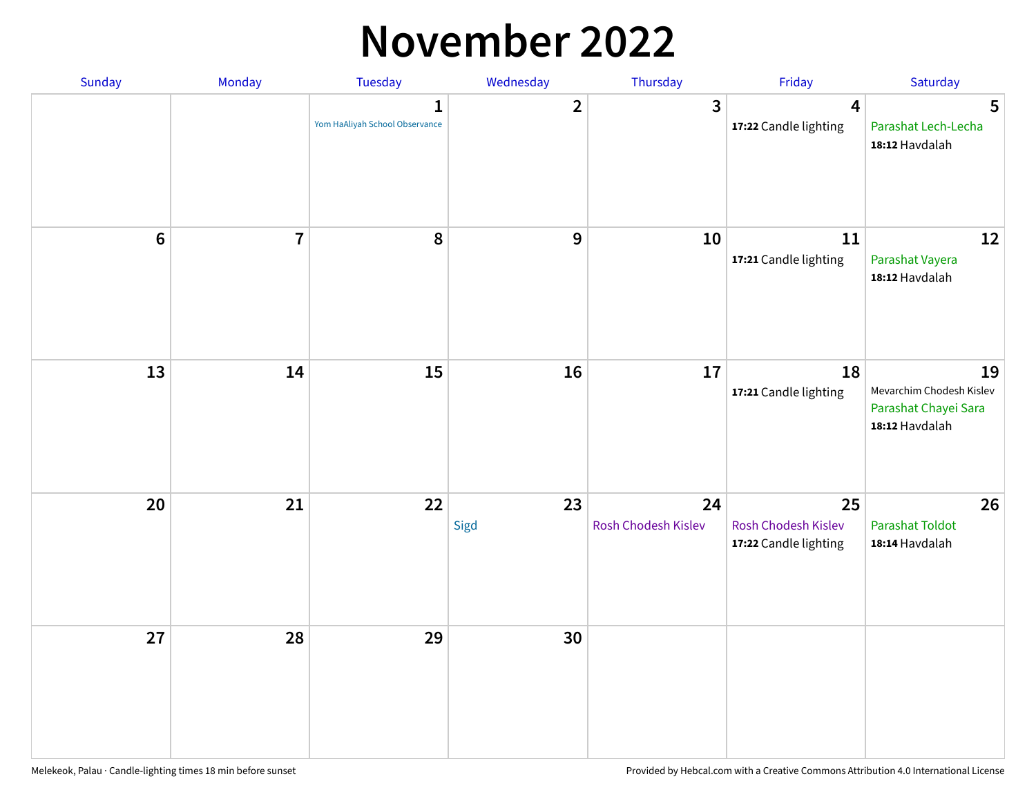# November 2022

| Sunday | Monday | Tuesday | Wednesday | Thursday | Friday | Saturday |
|---|---|---|---|---|---|---|
| | | 1 Yom HaAliyah School Observance | 2 | 3 | 4 **17:22** Candle lighting | 5 Parashat Lech-Lecha **18:12** Havdalah |
| 6 | 7 | 8 | 9 | 10 | 11 **17:21** Candle lighting | 12 Parashat Vayera **18:12** Havdalah |
| 13 | 14 | 15 | 16 | 17 | 18 **17:21** Candle lighting | 19 Mevarchim Chodesh Kislev Parashat Chayei Sara **18:12** Havdalah |
| 20 | 21 | 22 | 23 Sigd | 24 Rosh Chodesh Kislev | 25 Rosh Chodesh Kislev **17:22** Candle lighting | 26 Parashat Toldot **18:14** Havdalah |
| 27 | 28 | 29 | 30 | | | |

Melekeok, Palau · Candle-lighting times 18 min before sunset

Provided by Hebcal.com with a Creative Commons Attribution 4.0 International License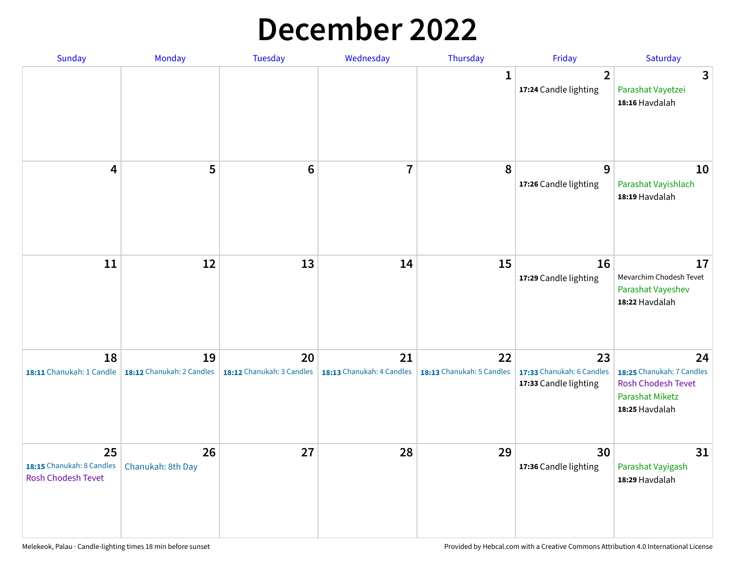# December 2022

| Sunday | Monday | Tuesday | Wednesday | Thursday | Friday | Saturday |
|---|---|---|---|---|---|---|
| | | | | 1 | 2<br>**17:24** Candle lighting | 3<br>Parashat Vayetzei<br>**18:16** Havdalah |
| 4 | 5 | 6 | 7 | 8 | 9<br>**17:26** Candle lighting | 10<br>Parashat Vayishlach<br>**18:19** Havdalah |
| 11 | 12 | 13 | 14 | 15 | 16<br>**17:29** Candle lighting | 17<br>Mevarchim Chodesh Tevet<br>Parashat Vayeshev<br>**18:22** Havdalah |
| 18<br>**18:11** Chanukah: 1 Candle | 19<br>**18:12** Chanukah: 2 Candles | 20<br>**18:12** Chanukah: 3 Candles | 21<br>**18:13** Chanukah: 4 Candles | 22<br>**18:13** Chanukah: 5 Candles | 23<br>**17:33** Chanukah: 6 Candles<br>**17:33** Candle lighting | 24<br>**18:25** Chanukah: 7 Candles<br>Rosh Chodesh Tevet<br>Parashat Miketz<br>**18:25** Havdalah |
| 25<br>**18:15** Chanukah: 8 Candles<br>Rosh Chodesh Tevet | 26<br>Chanukah: 8th Day | 27 | 28 | 29 | 30<br>**17:36** Candle lighting | 31<br>Parashat Vayigash<br>**18:29** Havdalah |

Melekeok, Palau · Candle-lighting times 18 min before sunset

Provided by Hebcal.com with a Creative Commons Attribution 4.0 International License